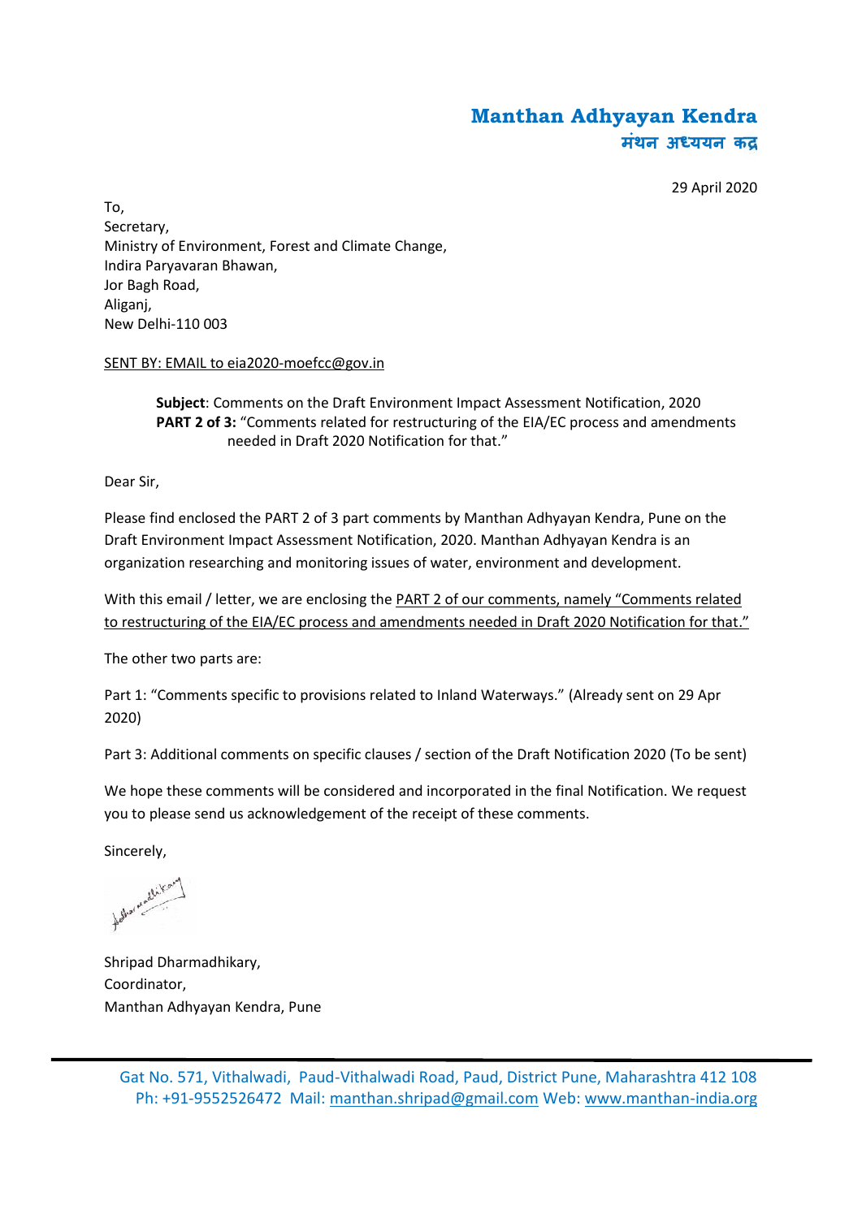**Manthan Adhyayan Kendra**
**मंथन अध्ययन कद्र**

29 April 2020

To,
Secretary,
Ministry of Environment, Forest and Climate Change,
Indira Paryavaran Bhawan,
Jor Bagh Road,
Aliganj,
New Delhi-110 003

SENT BY: EMAIL to eia2020-moefcc@gov.in

> **Subject**: Comments on the Draft Environment Impact Assessment Notification, 2020
> **PART 2 of 3:** "Comments related for restructuring of the EIA/EC process and amendments needed in Draft 2020 Notification for that."

Dear Sir,

Please find enclosed the PART 2 of 3 part comments by Manthan Adhyayan Kendra, Pune on the Draft Environment Impact Assessment Notification, 2020. Manthan Adhyayan Kendra is an organization researching and monitoring issues of water, environment and development.

With this email / letter, we are enclosing the PART 2 of our comments, namely "Comments related to restructuring of the EIA/EC process and amendments needed in Draft 2020 Notification for that."

The other two parts are:

Part 1: "Comments specific to provisions related to Inland Waterways." (Already sent on 29 Apr 2020)

Part 3: Additional comments on specific clauses / section of the Draft Notification 2020 (To be sent)

We hope these comments will be considered and incorporated in the final Notification. We request you to please send us acknowledgement of the receipt of these comments.

Sincerely,

Shripad Dharmadhikary,
Coordinator,
Manthan Adhyayan Kendra, Pune

Gat No. 571, Vithalwadi, Paud-Vithalwadi Road, Paud, District Pune, Maharashtra 412 108
Ph: +91-9552526472 Mail: manthan.shripad@gmail.com Web: www.manthan-india.org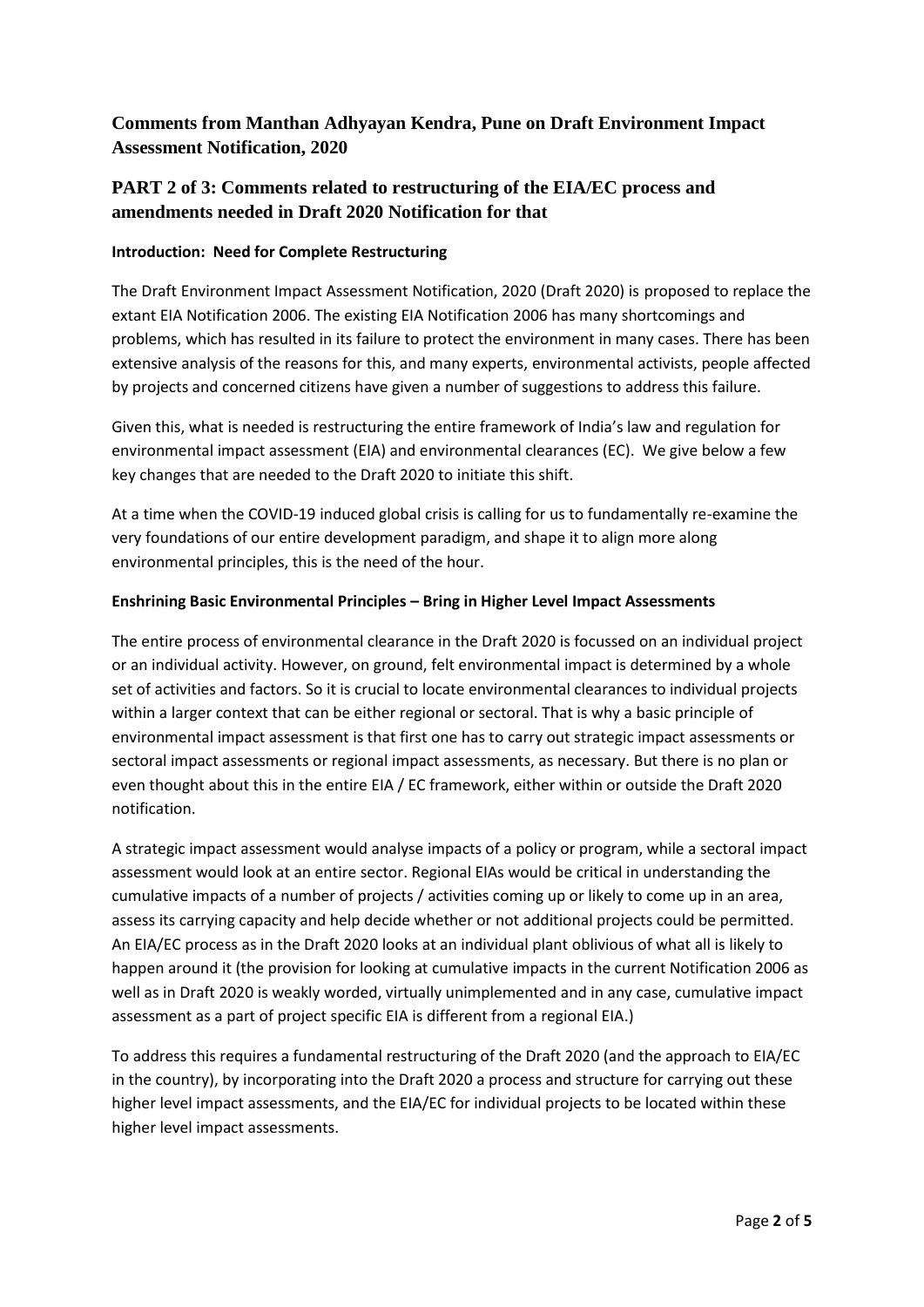## Comments from Manthan Adhyayan Kendra, Pune on Draft Environment Impact Assessment Notification, 2020

## PART 2 of 3: Comments related to restructuring of the EIA/EC process and amendments needed in Draft 2020 Notification for that

### Introduction: Need for Complete Restructuring

The Draft Environment Impact Assessment Notification, 2020 (Draft 2020) is proposed to replace the extant EIA Notification 2006. The existing EIA Notification 2006 has many shortcomings and problems, which has resulted in its failure to protect the environment in many cases. There has been extensive analysis of the reasons for this, and many experts, environmental activists, people affected by projects and concerned citizens have given a number of suggestions to address this failure.

Given this, what is needed is restructuring the entire framework of India's law and regulation for environmental impact assessment (EIA) and environmental clearances (EC). We give below a few key changes that are needed to the Draft 2020 to initiate this shift.

At a time when the COVID-19 induced global crisis is calling for us to fundamentally re-examine the very foundations of our entire development paradigm, and shape it to align more along environmental principles, this is the need of the hour.

### Enshrining Basic Environmental Principles – Bring in Higher Level Impact Assessments

The entire process of environmental clearance in the Draft 2020 is focussed on an individual project or an individual activity. However, on ground, felt environmental impact is determined by a whole set of activities and factors. So it is crucial to locate environmental clearances to individual projects within a larger context that can be either regional or sectoral. That is why a basic principle of environmental impact assessment is that first one has to carry out strategic impact assessments or sectoral impact assessments or regional impact assessments, as necessary. But there is no plan or even thought about this in the entire EIA / EC framework, either within or outside the Draft 2020 notification.

A strategic impact assessment would analyse impacts of a policy or program, while a sectoral impact assessment would look at an entire sector. Regional EIAs would be critical in understanding the cumulative impacts of a number of projects / activities coming up or likely to come up in an area, assess its carrying capacity and help decide whether or not additional projects could be permitted. An EIA/EC process as in the Draft 2020 looks at an individual plant oblivious of what all is likely to happen around it (the provision for looking at cumulative impacts in the current Notification 2006 as well as in Draft 2020 is weakly worded, virtually unimplemented and in any case, cumulative impact assessment as a part of project specific EIA is different from a regional EIA.)

To address this requires a fundamental restructuring of the Draft 2020 (and the approach to EIA/EC in the country), by incorporating into the Draft 2020 a process and structure for carrying out these higher level impact assessments, and the EIA/EC for individual projects to be located within these higher level impact assessments.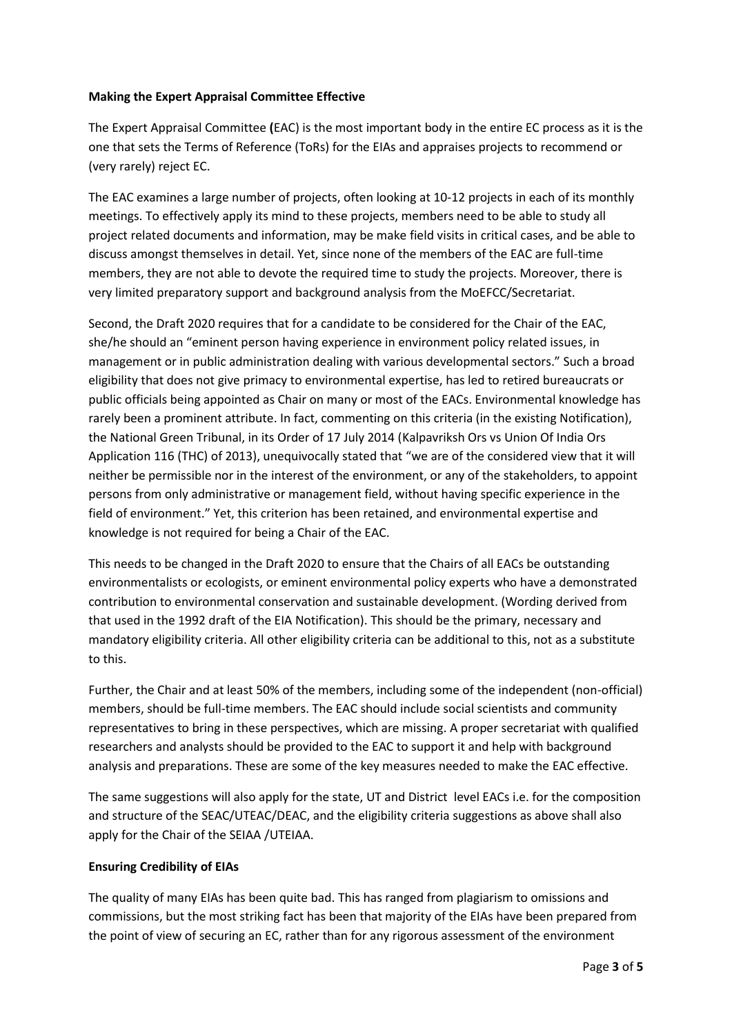**Making the Expert Appraisal Committee Effective**

The Expert Appraisal Committee **(**EAC) is the most important body in the entire EC process as it is the one that sets the Terms of Reference (ToRs) for the EIAs and appraises projects to recommend or (very rarely) reject EC.

The EAC examines a large number of projects, often looking at 10-12 projects in each of its monthly meetings. To effectively apply its mind to these projects, members need to be able to study all project related documents and information, may be make field visits in critical cases, and be able to discuss amongst themselves in detail. Yet, since none of the members of the EAC are full-time members, they are not able to devote the required time to study the projects. Moreover, there is very limited preparatory support and background analysis from the MoEFCC/Secretariat.

Second, the Draft 2020 requires that for a candidate to be considered for the Chair of the EAC, she/he should an "eminent person having experience in environment policy related issues, in management or in public administration dealing with various developmental sectors." Such a broad eligibility that does not give primacy to environmental expertise, has led to retired bureaucrats or public officials being appointed as Chair on many or most of the EACs. Environmental knowledge has rarely been a prominent attribute. In fact, commenting on this criteria (in the existing Notification), the National Green Tribunal, in its Order of 17 July 2014 (Kalpavriksh Ors vs Union Of India Ors Application 116 (THC) of 2013), unequivocally stated that "we are of the considered view that it will neither be permissible nor in the interest of the environment, or any of the stakeholders, to appoint persons from only administrative or management field, without having specific experience in the field of environment." Yet, this criterion has been retained, and environmental expertise and knowledge is not required for being a Chair of the EAC.

This needs to be changed in the Draft 2020 to ensure that the Chairs of all EACs be outstanding environmentalists or ecologists, or eminent environmental policy experts who have a demonstrated contribution to environmental conservation and sustainable development. (Wording derived from that used in the 1992 draft of the EIA Notification). This should be the primary, necessary and mandatory eligibility criteria. All other eligibility criteria can be additional to this, not as a substitute to this.

Further, the Chair and at least 50% of the members, including some of the independent (non-official) members, should be full-time members. The EAC should include social scientists and community representatives to bring in these perspectives, which are missing. A proper secretariat with qualified researchers and analysts should be provided to the EAC to support it and help with background analysis and preparations. These are some of the key measures needed to make the EAC effective.

The same suggestions will also apply for the state, UT and District level EACs i.e. for the composition and structure of the SEAC/UTEAC/DEAC, and the eligibility criteria suggestions as above shall also apply for the Chair of the SEIAA /UTEIAA.

**Ensuring Credibility of EIAs**

The quality of many EIAs has been quite bad. This has ranged from plagiarism to omissions and commissions, but the most striking fact has been that majority of the EIAs have been prepared from the point of view of securing an EC, rather than for any rigorous assessment of the environment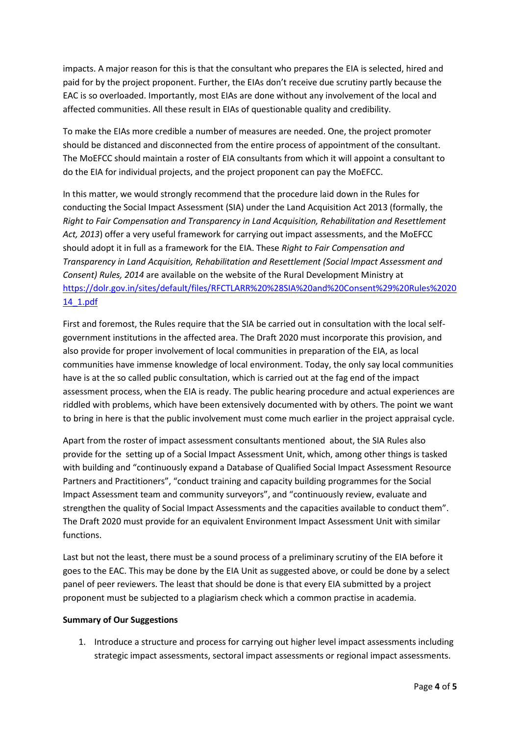impacts. A major reason for this is that the consultant who prepares the EIA is selected, hired and paid for by the project proponent. Further, the EIAs don't receive due scrutiny partly because the EAC is so overloaded. Importantly, most EIAs are done without any involvement of the local and affected communities. All these result in EIAs of questionable quality and credibility.

To make the EIAs more credible a number of measures are needed. One, the project promoter should be distanced and disconnected from the entire process of appointment of the consultant. The MoEFCC should maintain a roster of EIA consultants from which it will appoint a consultant to do the EIA for individual projects, and the project proponent can pay the MoEFCC.

In this matter, we would strongly recommend that the procedure laid down in the Rules for conducting the Social Impact Assessment (SIA) under the Land Acquisition Act 2013 (formally, the *Right to Fair Compensation and Transparency in Land Acquisition, Rehabilitation and Resettlement Act, 2013*) offer a very useful framework for carrying out impact assessments, and the MoEFCC should adopt it in full as a framework for the EIA. These *Right to Fair Compensation and Transparency in Land Acquisition, Rehabilitation and Resettlement (Social Impact Assessment and Consent) Rules, 2014* are available on the website of the Rural Development Ministry at [https://dolr.gov.in/sites/default/files/RFCTLARR%20%28SIA%20and%20Consent%29%20Rules%202014_1.pdf](https://dolr.gov.in/sites/default/files/RFCTLARR%20%28SIA%20and%20Consent%29%20Rules%202014_1.pdf)

First and foremost, the Rules require that the SIA be carried out in consultation with the local self-government institutions in the affected area. The Draft 2020 must incorporate this provision, and also provide for proper involvement of local communities in preparation of the EIA, as local communities have immense knowledge of local environment. Today, the only say local communities have is at the so called public consultation, which is carried out at the fag end of the impact assessment process, when the EIA is ready. The public hearing procedure and actual experiences are riddled with problems, which have been extensively documented with by others. The point we want to bring in here is that the public involvement must come much earlier in the project appraisal cycle.

Apart from the roster of impact assessment consultants mentioned about, the SIA Rules also provide for the setting up of a Social Impact Assessment Unit, which, among other things is tasked with building and "continuously expand a Database of Qualified Social Impact Assessment Resource Partners and Practitioners", "conduct training and capacity building programmes for the Social Impact Assessment team and community surveyors", and "continuously review, evaluate and strengthen the quality of Social Impact Assessments and the capacities available to conduct them". The Draft 2020 must provide for an equivalent Environment Impact Assessment Unit with similar functions.

Last but not the least, there must be a sound process of a preliminary scrutiny of the EIA before it goes to the EAC. This may be done by the EIA Unit as suggested above, or could be done by a select panel of peer reviewers. The least that should be done is that every EIA submitted by a project proponent must be subjected to a plagiarism check which a common practise in academia.

**Summary of Our Suggestions**

1. Introduce a structure and process for carrying out higher level impact assessments including strategic impact assessments, sectoral impact assessments or regional impact assessments.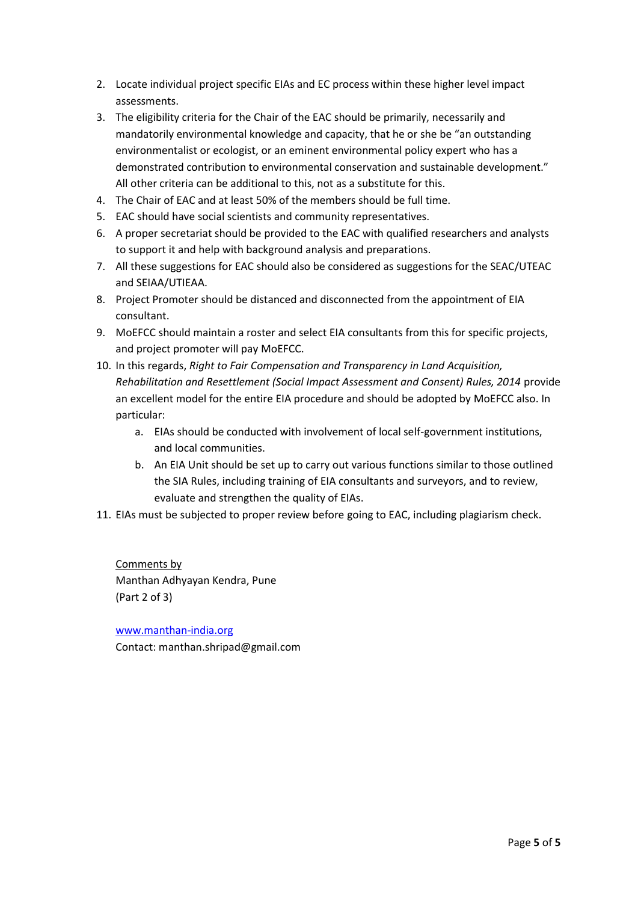2. Locate individual project specific EIAs and EC process within these higher level impact assessments.
3. The eligibility criteria for the Chair of the EAC should be primarily, necessarily and mandatorily environmental knowledge and capacity, that he or she be "an outstanding environmentalist or ecologist, or an eminent environmental policy expert who has a demonstrated contribution to environmental conservation and sustainable development." All other criteria can be additional to this, not as a substitute for this.
4. The Chair of EAC and at least 50% of the members should be full time.
5. EAC should have social scientists and community representatives.
6. A proper secretariat should be provided to the EAC with qualified researchers and analysts to support it and help with background analysis and preparations.
7. All these suggestions for EAC should also be considered as suggestions for the SEAC/UTEAC and SEIAA/UTIEAA.
8. Project Promoter should be distanced and disconnected from the appointment of EIA consultant.
9. MoEFCC should maintain a roster and select EIA consultants from this for specific projects, and project promoter will pay MoEFCC.
10. In this regards, *Right to Fair Compensation and Transparency in Land Acquisition, Rehabilitation and Resettlement (Social Impact Assessment and Consent) Rules, 2014* provide an excellent model for the entire EIA procedure and should be adopted by MoEFCC also. In particular:
    a. EIAs should be conducted with involvement of local self-government institutions, and local communities.
    b. An EIA Unit should be set up to carry out various functions similar to those outlined the SIA Rules, including training of EIA consultants and surveyors, and to review, evaluate and strengthen the quality of EIAs.
11. EIAs must be subjected to proper review before going to EAC, including plagiarism check.

Comments by
Manthan Adhyayan Kendra, Pune
(Part 2 of 3)

www.manthan-india.org
Contact: manthan.shripad@gmail.com